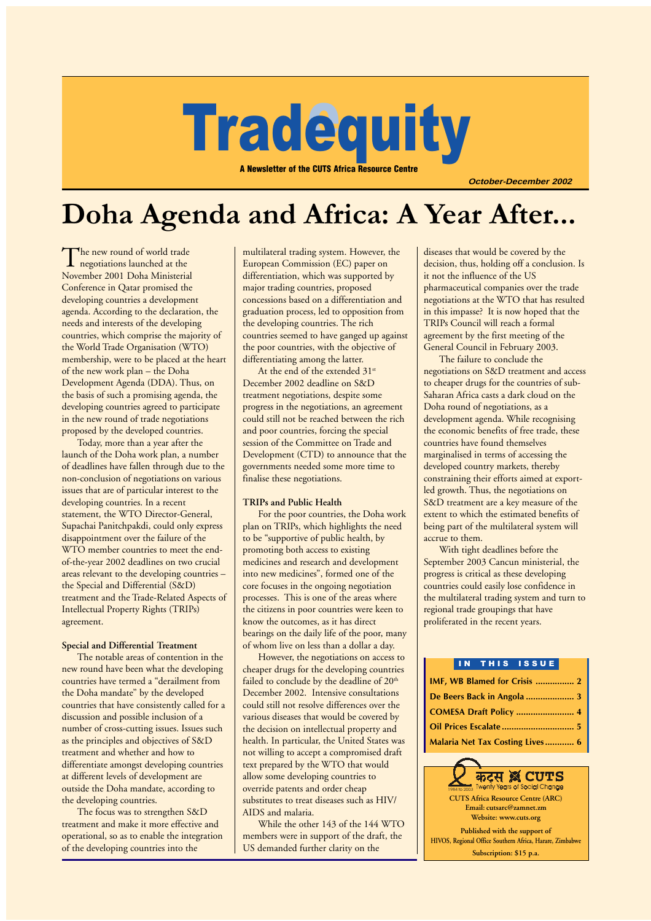# Tradequity

**A Newsletter of the CUTS Africa Resource Centre**

*October-December 2002*

# Doha Agenda and Africa: A Year After...

The new round of world trade negotiations launched at the November 2001 Doha Ministerial Conference in Qatar promised the developing countries a development agenda. According to the declaration, the needs and interests of the developing countries, which comprise the majority of the World Trade Organisation (WTO) membership, were to be placed at the heart of the new work plan – the Doha Development Agenda (DDA). Thus, on the basis of such a promising agenda, the developing countries agreed to participate in the new round of trade negotiations proposed by the developed countries.

Today, more than a year after the launch of the Doha work plan, a number of deadlines have fallen through due to the non-conclusion of negotiations on various issues that are of particular interest to the developing countries. In a recent statement, the WTO Director-General, Supachai Panitchpakdi, could only express disappointment over the failure of the WTO member countries to meet the end-of-the-year 2002 deadlines on two crucial areas relevant to the developing countries – the Special and Differential (S&D) treatment and the Trade-Related Aspects of Intellectual Property Rights (TRIPs) agreement.

### Special and Differential Treatment

The notable areas of contention in the new round have been what the developing countries have termed a "derailment from the Doha mandate" by the developed countries that have consistently called for a discussion and possible inclusion of a number of cross-cutting issues. Issues such as the principles and objectives of S&D treatment and whether and how to differentiate amongst developing countries at different levels of development are outside the Doha mandate, according to the developing countries.

The focus was to strengthen S&D treatment and make it more effective and operational, so as to enable the integration of the developing countries into the multilateral trading system. However, the European Commission (EC) paper on differentiation, which was supported by major trading countries, proposed concessions based on a differentiation and graduation process, led to opposition from the developing countries. The rich countries seemed to have ganged up against the poor countries, with the objective of differentiating among the latter.

At the end of the extended 31st December 2002 deadline on S&D treatment negotiations, despite some progress in the negotiations, an agreement could still not be reached between the rich and poor countries, forcing the special session of the Committee on Trade and Development (CTD) to announce that the governments needed some more time to finalise these negotiations.

### TRIPs and Public Health

For the poor countries, the Doha work plan on TRIPs, which highlights the need to be "supportive of public health, by promoting both access to existing medicines and research and development into new medicines", formed one of the core focuses in the ongoing negotiation processes. This is one of the areas where the citizens in poor countries were keen to know the outcomes, as it has direct bearings on the daily life of the poor, many of whom live on less than a dollar a day.

However, the negotiations on access to cheaper drugs for the developing countries failed to conclude by the deadline of 20th December 2002. Intensive consultations could still not resolve differences over the various diseases that would be covered by the decision on intellectual property and health. In particular, the United States was not willing to accept a compromised draft text prepared by the WTO that would allow some developing countries to override patents and order cheap substitutes to treat diseases such as HIV/AIDS and malaria.

While the other 143 of the 144 WTO members were in support of the draft, the US demanded further clarity on the diseases that would be covered by the decision, thus, holding off a conclusion. Is it not the influence of the US pharmaceutical companies over the trade negotiations at the WTO that has resulted in this impasse? It is now hoped that the TRIPs Council will reach a formal agreement by the first meeting of the General Council in February 2003.

The failure to conclude the negotiations on S&D treatment and access to cheaper drugs for the countries of sub-Saharan Africa casts a dark cloud on the Doha round of negotiations, as a development agenda. While recognising the economic benefits of free trade, these countries have found themselves marginalised in terms of accessing the developed country markets, thereby constraining their efforts aimed at export-led growth. Thus, the negotiations on S&D treatment are a key measure of the extent to which the estimated benefits of being part of the multilateral system will accrue to them.

With tight deadlines before the September 2003 Cancun ministerial, the progress is critical as these developing countries could easily lose confidence in the multilateral trading system and turn to regional trade groupings that have proliferated in the recent years.

**IN THIS ISSUE**

| | |
|---|---|
| IMF, WB Blamed for Crisis | 2 |
| De Beers Back in Angola | 3 |
| COMESA Draft Policy | 4 |
| Oil Prices Escalate | 5 |
| Malaria Net Tax Costing Lives | 6 |

कट्स CUTS
1984 to 2003 Twenty Years of Social Change

**CUTS Africa Resource Centre (ARC)**
**Email: cutsarc@zamnet.zm**
**Website: www.cuts.org**

**Published with the support of**
**HIVOS, Regional Office Southern Africa, Harare, Zimbabwe**

**Subscription: $15 p.a.**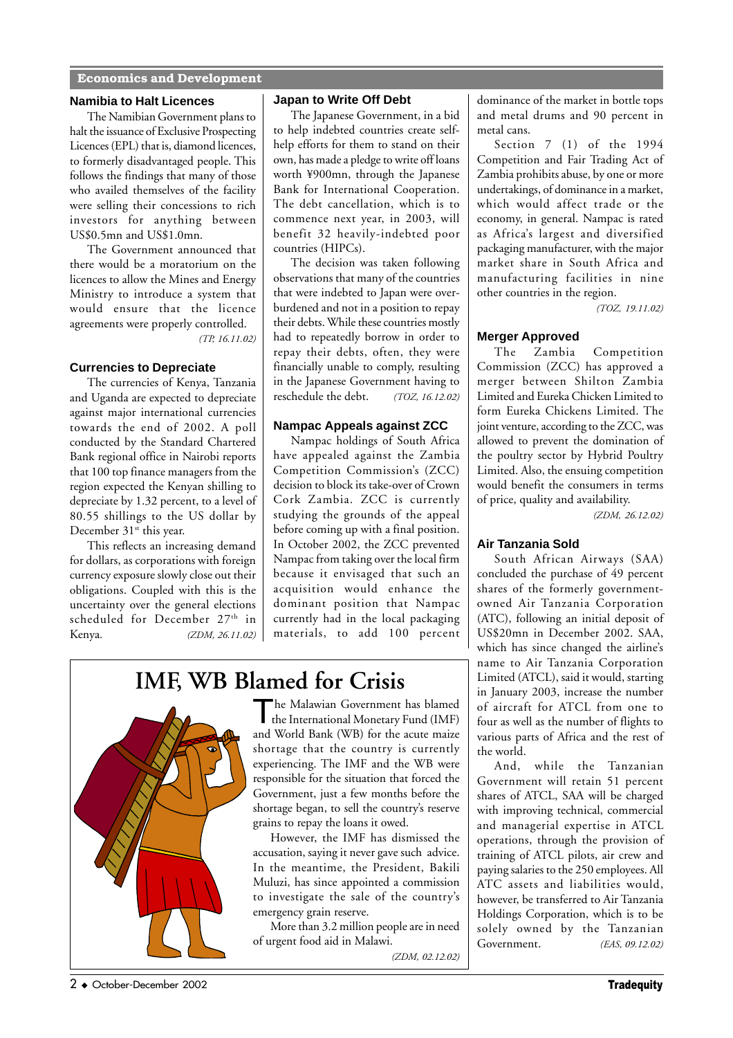## Economics and Development

### Namibia to Halt Licences

The Namibian Government plans to halt the issuance of Exclusive Prospecting Licences (EPL) that is, diamond licences, to formerly disadvantaged people. This follows the findings that many of those who availed themselves of the facility were selling their concessions to rich investors for anything between US$0.5mn and US$1.0mn.

The Government announced that there would be a moratorium on the licences to allow the Mines and Energy Ministry to introduce a system that would ensure that the licence agreements were properly controlled.

*(TP, 16.11.02)*

### Currencies to Depreciate

The currencies of Kenya, Tanzania and Uganda are expected to depreciate against major international currencies towards the end of 2002. A poll conducted by the Standard Chartered Bank regional office in Nairobi reports that 100 top finance managers from the region expected the Kenyan shilling to depreciate by 1.32 percent, to a level of 80.55 shillings to the US dollar by December 31st this year.

This reflects an increasing demand for dollars, as corporations with foreign currency exposure slowly close out their obligations. Coupled with this is the uncertainty over the general elections scheduled for December 27th in Kenya.

*(ZDM, 26.11.02)*

### Japan to Write Off Debt

The Japanese Government, in a bid to help indebted countries create self-help efforts for them to stand on their own, has made a pledge to write off loans worth ¥900mn, through the Japanese Bank for International Cooperation. The debt cancellation, which is to commence next year, in 2003, will benefit 32 heavily-indebted poor countries (HIPCs).

The decision was taken following observations that many of the countries that were indebted to Japan were over-burdened and not in a position to repay their debts. While these countries mostly had to repeatedly borrow in order to repay their debts, often, they were financially unable to comply, resulting in the Japanese Government having to reschedule the debt.

*(TOZ, 16.12.02)*

### Nampac Appeals against ZCC

Nampac holdings of South Africa have appealed against the Zambia Competition Commission's (ZCC) decision to block its take-over of Crown Cork Zambia. ZCC is currently studying the grounds of the appeal before coming up with a final position. In October 2002, the ZCC prevented Nampac from taking over the local firm because it envisaged that such an acquisition would enhance the dominant position that Nampac currently had in the local packaging materials, to add 100 percent dominance of the market in bottle tops and metal drums and 90 percent in metal cans.

Section 7 (1) of the 1994 Competition and Fair Trading Act of Zambia prohibits abuse, by one or more undertakings, of dominance in a market, which would affect trade or the economy, in general. Nampac is rated as Africa's largest and diversified packaging manufacturer, with the major market share in South Africa and manufacturing facilities in nine other countries in the region.

*(TOZ, 19.11.02)*

### Merger Approved

The Zambia Competition Commission (ZCC) has approved a merger between Shilton Zambia Limited and Eureka Chicken Limited to form Eureka Chickens Limited. The joint venture, according to the ZCC, was allowed to prevent the domination of the poultry sector by Hybrid Poultry Limited. Also, the ensuing competition would benefit the consumers in terms of price, quality and availability.

*(ZDM, 26.12.02)*

### Air Tanzania Sold

South African Airways (SAA) concluded the purchase of 49 percent shares of the formerly government-owned Air Tanzania Corporation (ATC), following an initial deposit of US$20mn in December 2002. SAA, which has since changed the airline's name to Air Tanzania Corporation Limited (ATCL), said it would, starting in January 2003, increase the number of aircraft for ATCL from one to four as well as the number of flights to various parts of Africa and the rest of the world.

And, while the Tanzanian Government will retain 51 percent shares of ATCL, SAA will be charged with improving technical, commercial and managerial expertise in ATCL operations, through the provision of training of ATCL pilots, air crew and paying salaries to the 250 employees. All ATC assets and liabilities would, however, be transferred to Air Tanzania Holdings Corporation, which is to be solely owned by the Tanzanian Government.

*(EAS, 09.12.02)*

## IMF, WB Blamed for Crisis

The Malawian Government has blamed the International Monetary Fund (IMF) and World Bank (WB) for the acute maize shortage that the country is currently experiencing. The IMF and the WB were responsible for the situation that forced the Government, just a few months before the shortage began, to sell the country's reserve grains to repay the loans it owed.

However, the IMF has dismissed the accusation, saying it never gave such advice. In the meantime, the President, Bakili Muluzi, has since appointed a commission to investigate the sale of the country's emergency grain reserve.

More than 3.2 million people are in need of urgent food aid in Malawi.

*(ZDM, 02.12.02)*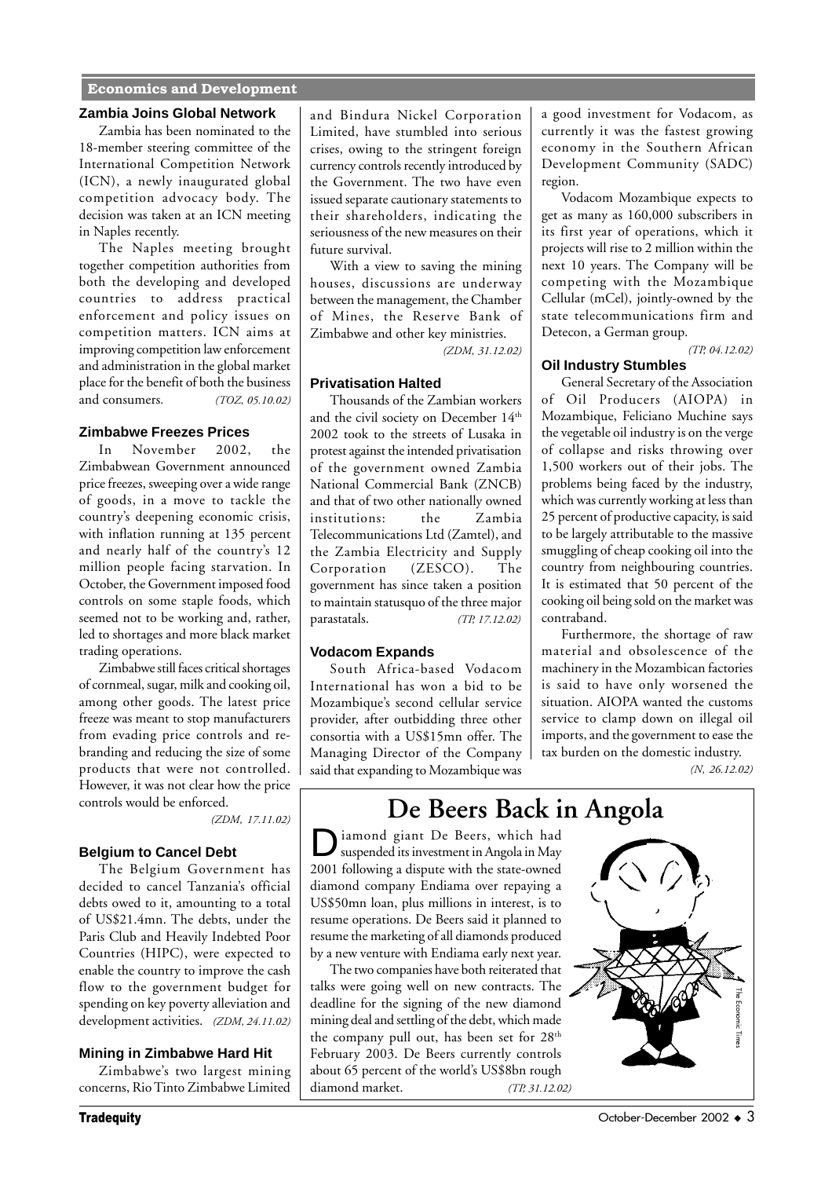## Economics and Development

### Zambia Joins Global Network

Zambia has been nominated to the 18-member steering committee of the International Competition Network (ICN), a newly inaugurated global competition advocacy body. The decision was taken at an ICN meeting in Naples recently.

The Naples meeting brought together competition authorities from both the developing and developed countries to address practical enforcement and policy issues on competition matters. ICN aims at improving competition law enforcement and administration in the global market place for the benefit of both the business and consumers. *(TOZ, 05.10.02)*

### Zimbabwe Freezes Prices

In November 2002, the Zimbabwean Government announced price freezes, sweeping over a wide range of goods, in a move to tackle the country's deepening economic crisis, with inflation running at 135 percent and nearly half of the country's 12 million people facing starvation. In October, the Government imposed food controls on some staple foods, which seemed not to be working and, rather, led to shortages and more black market trading operations.

Zimbabwe still faces critical shortages of cornmeal, sugar, milk and cooking oil, among other goods. The latest price freeze was meant to stop manufacturers from evading price controls and re-branding and reducing the size of some products that were not controlled. However, it was not clear how the price controls would be enforced.

*(ZDM, 17.11.02)*

### Belgium to Cancel Debt

The Belgium Government has decided to cancel Tanzania's official debts owed to it, amounting to a total of US$21.4mn. The debts, under the Paris Club and Heavily Indebted Poor Countries (HIPC), were expected to enable the country to improve the cash flow to the government budget for spending on key poverty alleviation and development activities. *(ZDM, 24.11.02)*

### Mining in Zimbabwe Hard Hit

Zimbabwe's two largest mining concerns, Rio Tinto Zimbabwe Limited and Bindura Nickel Corporation Limited, have stumbled into serious crises, owing to the stringent foreign currency controls recently introduced by the Government. The two have even issued separate cautionary statements to their shareholders, indicating the seriousness of the new measures on their future survival.

With a view to saving the mining houses, discussions are underway between the management, the Chamber of Mines, the Reserve Bank of Zimbabwe and other key ministries.

*(ZDM, 31.12.02)*

### Privatisation Halted

Thousands of the Zambian workers and the civil society on December 14th 2002 took to the streets of Lusaka in protest against the intended privatisation of the government owned Zambia National Commercial Bank (ZNCB) and that of two other nationally owned institutions: the Zambia Telecommunications Ltd (Zamtel), and the Zambia Electricity and Supply Corporation (ZESCO). The government has since taken a position to maintain statusquo of the three major parastatals. *(TP, 17.12.02)*

### Vodacom Expands

South Africa-based Vodacom International has won a bid to be Mozambique's second cellular service provider, after outbidding three other consortia with a US$15mn offer. The Managing Director of the Company said that expanding to Mozambique was a good investment for Vodacom, as currently it was the fastest growing economy in the Southern African Development Community (SADC) region.

Vodacom Mozambique expects to get as many as 160,000 subscribers in its first year of operations, which it projects will rise to 2 million within the next 10 years. The Company will be competing with the Mozambique Cellular (mCel), jointly-owned by the state telecommunications firm and Detecon, a German group.

*(TP, 04.12.02)*

### Oil Industry Stumbles

General Secretary of the Association of Oil Producers (AIOPA) in Mozambique, Feliciano Muchine says the vegetable oil industry is on the verge of collapse and risks throwing over 1,500 workers out of their jobs. The problems being faced by the industry, which was currently working at less than 25 percent of productive capacity, is said to be largely attributable to the massive smuggling of cheap cooking oil into the country from neighbouring countries. It is estimated that 50 percent of the cooking oil being sold on the market was contraband.

Furthermore, the shortage of raw material and obsolescence of the machinery in the Mozambican factories is said to have only worsened the situation. AIOPA wanted the customs service to clamp down on illegal oil imports, and the government to ease the tax burden on the domestic industry.

*(N, 26.12.02)*

## De Beers Back in Angola

Diamond giant De Beers, which had suspended its investment in Angola in May 2001 following a dispute with the state-owned diamond company Endiama over repaying a US$50mn loan, plus millions in interest, is to resume operations. De Beers said it planned to resume the marketing of all diamonds produced by a new venture with Endiama early next year.

The two companies have both reiterated that talks were going well on new contracts. The deadline for the signing of the new diamond mining deal and settling of the debt, which made the company pull out, has been set for 28th February 2003. De Beers currently controls about 65 percent of the world's US$8bn rough diamond market. *(TP, 31.12.02)*

The Economic Times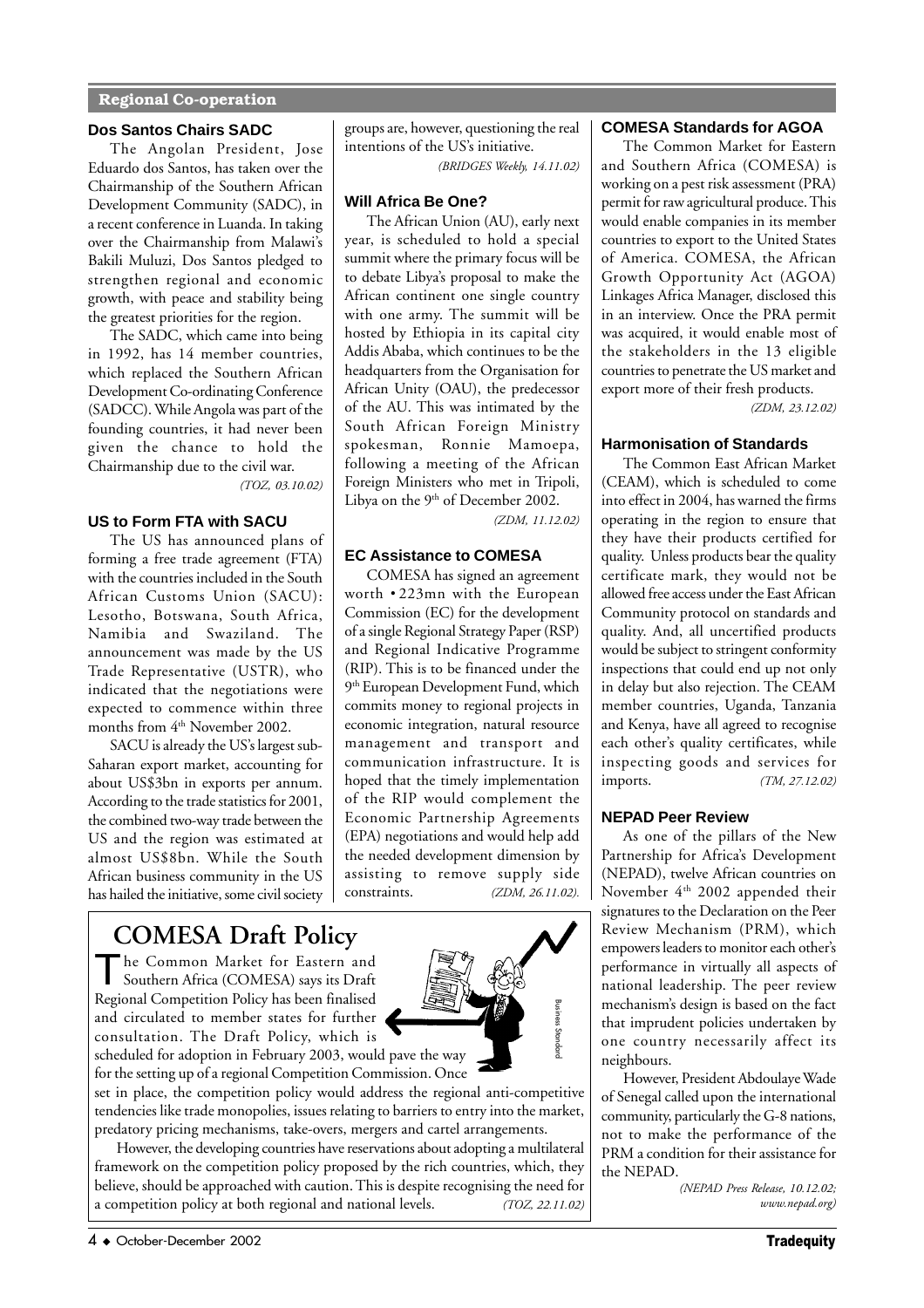## Regional Co-operation

### Dos Santos Chairs SADC

The Angolan President, Jose Eduardo dos Santos, has taken over the Chairmanship of the Southern African Development Community (SADC), in a recent conference in Luanda. In taking over the Chairmanship from Malawi's Bakili Muluzi, Dos Santos pledged to strengthen regional and economic growth, with peace and stability being the greatest priorities for the region.

The SADC, which came into being in 1992, has 14 member countries, which replaced the Southern African Development Co-ordinating Conference (SADCC). While Angola was part of the founding countries, it had never been given the chance to hold the Chairmanship due to the civil war.

*(TOZ, 03.10.02)*

### US to Form FTA with SACU

The US has announced plans of forming a free trade agreement (FTA) with the countries included in the South African Customs Union (SACU): Lesotho, Botswana, South Africa, Namibia and Swaziland. The announcement was made by the US Trade Representative (USTR), who indicated that the negotiations were expected to commence within three months from 4th November 2002.

SACU is already the US's largest sub-Saharan export market, accounting for about US$3bn in exports per annum. According to the trade statistics for 2001, the combined two-way trade between the US and the region was estimated at almost US$8bn. While the South African business community in the US has hailed the initiative, some civil society groups are, however, questioning the real intentions of the US's initiative.

*(BRIDGES Weekly, 14.11.02)*

### Will Africa Be One?

The African Union (AU), early next year, is scheduled to hold a special summit where the primary focus will be to debate Libya's proposal to make the African continent one single country with one army. The summit will be hosted by Ethiopia in its capital city Addis Ababa, which continues to be the headquarters from the Organisation for African Unity (OAU), the predecessor of the AU. This was intimated by the South African Foreign Ministry spokesman, Ronnie Mamoepa, following a meeting of the African Foreign Ministers who met in Tripoli, Libya on the 9th of December 2002.

*(ZDM, 11.12.02)*

### EC Assistance to COMESA

COMESA has signed an agreement worth • 223mn with the European Commission (EC) for the development of a single Regional Strategy Paper (RSP) and Regional Indicative Programme (RIP). This is to be financed under the 9th European Development Fund, which commits money to regional projects in economic integration, natural resource management and transport and communication infrastructure. It is hoped that the timely implementation of the RIP would complement the Economic Partnership Agreements (EPA) negotiations and would help add the needed development dimension by assisting to remove supply side constraints.

*(ZDM, 26.11.02).*

## COMESA Draft Policy

The Common Market for Eastern and Southern Africa (COMESA) says its Draft Regional Competition Policy has been finalised and circulated to member states for further consultation. The Draft Policy, which is scheduled for adoption in February 2003, would pave the way for the setting up of a regional Competition Commission. Once set in place, the competition policy would address the regional anti-competitive tendencies like trade monopolies, issues relating to barriers to entry into the market, predatory pricing mechanisms, take-overs, mergers and cartel arrangements.

However, the developing countries have reservations about adopting a multilateral framework on the competition policy proposed by the rich countries, which, they believe, should be approached with caution. This is despite recognising the need for a competition policy at both regional and national levels.

*(TOZ, 22.11.02)*

### COMESA Standards for AGOA

The Common Market for Eastern and Southern Africa (COMESA) is working on a pest risk assessment (PRA) permit for raw agricultural produce. This would enable companies in its member countries to export to the United States of America. COMESA, the African Growth Opportunity Act (AGOA) Linkages Africa Manager, disclosed this in an interview. Once the PRA permit was acquired, it would enable most of the stakeholders in the 13 eligible countries to penetrate the US market and export more of their fresh products.

*(ZDM, 23.12.02)*

### Harmonisation of Standards

The Common East African Market (CEAM), which is scheduled to come into effect in 2004, has warned the firms operating in the region to ensure that they have their products certified for quality. Unless products bear the quality certificate mark, they would not be allowed free access under the East African Community protocol on standards and quality. And, all uncertified products would be subject to stringent conformity inspections that could end up not only in delay but also rejection. The CEAM member countries, Uganda, Tanzania and Kenya, have all agreed to recognise each other's quality certificates, while inspecting goods and services for imports.

*(TM, 27.12.02)*

### NEPAD Peer Review

As one of the pillars of the New Partnership for Africa's Development (NEPAD), twelve African countries on November 4th 2002 appended their signatures to the Declaration on the Peer Review Mechanism (PRM), which empowers leaders to monitor each other's performance in virtually all aspects of national leadership. The peer review mechanism's design is based on the fact that imprudent policies undertaken by one country necessarily affect its neighbours.

However, President Abdoulaye Wade of Senegal called upon the international community, particularly the G-8 nations, not to make the performance of the PRM a condition for their assistance for the NEPAD.

*(NEPAD Press Release, 10.12.02; www.nepad.org)*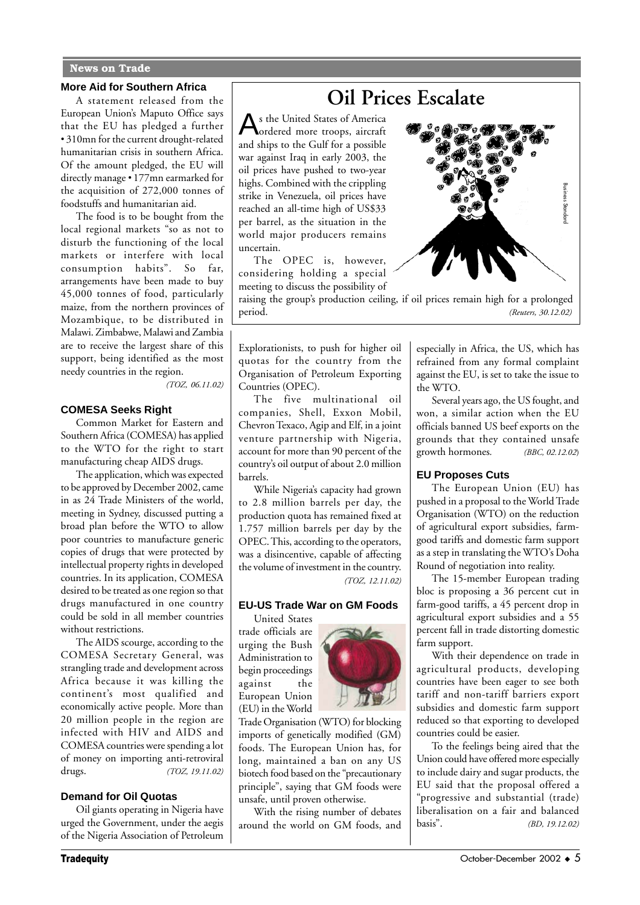## News on Trade

### More Aid for Southern Africa

A statement released from the European Union's Maputo Office says that the EU has pledged a further • 310mn for the current drought-related humanitarian crisis in southern Africa. Of the amount pledged, the EU will directly manage • 177mn earmarked for the acquisition of 272,000 tonnes of foodstuffs and humanitarian aid.

The food is to be bought from the local regional markets "so as not to disturb the functioning of the local markets or interfere with local consumption habits". So far, arrangements have been made to buy 45,000 tonnes of food, particularly maize, from the northern provinces of Mozambique, to be distributed in Malawi. Zimbabwe, Malawi and Zambia are to receive the largest share of this support, being identified as the most needy countries in the region.

*(TOZ, 06.11.02)*

### COMESA Seeks Right

Common Market for Eastern and Southern Africa (COMESA) has applied to the WTO for the right to start manufacturing cheap AIDS drugs.

The application, which was expected to be approved by December 2002, came in as 24 Trade Ministers of the world, meeting in Sydney, discussed putting a broad plan before the WTO to allow poor countries to manufacture generic copies of drugs that were protected by intellectual property rights in developed countries. In its application, COMESA desired to be treated as one region so that drugs manufactured in one country could be sold in all member countries without restrictions.

The AIDS scourge, according to the COMESA Secretary General, was strangling trade and development across Africa because it was killing the continent's most qualified and economically active people. More than 20 million people in the region are infected with HIV and AIDS and COMESA countries were spending a lot of money on importing anti-retroviral drugs. *(TOZ, 19.11.02)*

### Demand for Oil Quotas

Oil giants operating in Nigeria have urged the Government, under the aegis of the Nigeria Association of Petroleum Explorationists, to push for higher oil quotas for the country from the Organisation of Petroleum Exporting Countries (OPEC).

The five multinational oil companies, Shell, Exxon Mobil, Chevron Texaco, Agip and Elf, in a joint venture partnership with Nigeria, account for more than 90 percent of the country's oil output of about 2.0 million barrels.

While Nigeria's capacity had grown to 2.8 million barrels per day, the production quota has remained fixed at 1.757 million barrels per day by the OPEC. This, according to the operators, was a disincentive, capable of affecting the volume of investment in the country.

*(TOZ, 12.11.02)*

## Oil Prices Escalate

As the United States of America ordered more troops, aircraft and ships to the Gulf for a possible war against Iraq in early 2003, the oil prices have pushed to two-year highs. Combined with the crippling strike in Venezuela, oil prices have reached an all-time high of US$33 per barrel, as the situation in the world major producers remains uncertain.

The OPEC is, however, considering holding a special meeting to discuss the possibility of raising the group's production ceiling, if oil prices remain high for a prolonged period. *(Reuters, 30.12.02)*

### EU-US Trade War on GM Foods

United States trade officials are urging the Bush Administration to begin proceedings against the European Union (EU) in the World Trade Organisation (WTO) for blocking imports of genetically modified (GM) foods. The European Union has, for long, maintained a ban on any US biotech food based on the "precautionary principle", saying that GM foods were unsafe, until proven otherwise.

With the rising number of debates around the world on GM foods, and especially in Africa, the US, which has refrained from any formal complaint against the EU, is set to take the issue to the WTO.

Several years ago, the US fought, and won, a similar action when the EU officials banned US beef exports on the grounds that they contained unsafe growth hormones. *(BBC, 02.12.02)*

### EU Proposes Cuts

The European Union (EU) has pushed in a proposal to the World Trade Organisation (WTO) on the reduction of agricultural export subsidies, farm-good tariffs and domestic farm support as a step in translating the WTO's Doha Round of negotiation into reality.

The 15-member European trading bloc is proposing a 36 percent cut in farm-good tariffs, a 45 percent drop in agricultural export subsidies and a 55 percent fall in trade distorting domestic farm support.

With their dependence on trade in agricultural products, developing countries have been eager to see both tariff and non-tariff barriers export subsidies and domestic farm support reduced so that exporting to developed countries could be easier.

To the feelings being aired that the Union could have offered more especially to include dairy and sugar products, the EU said that the proposal offered a "progressive and substantial (trade) liberalisation on a fair and balanced basis". *(BD, 19.12.02)*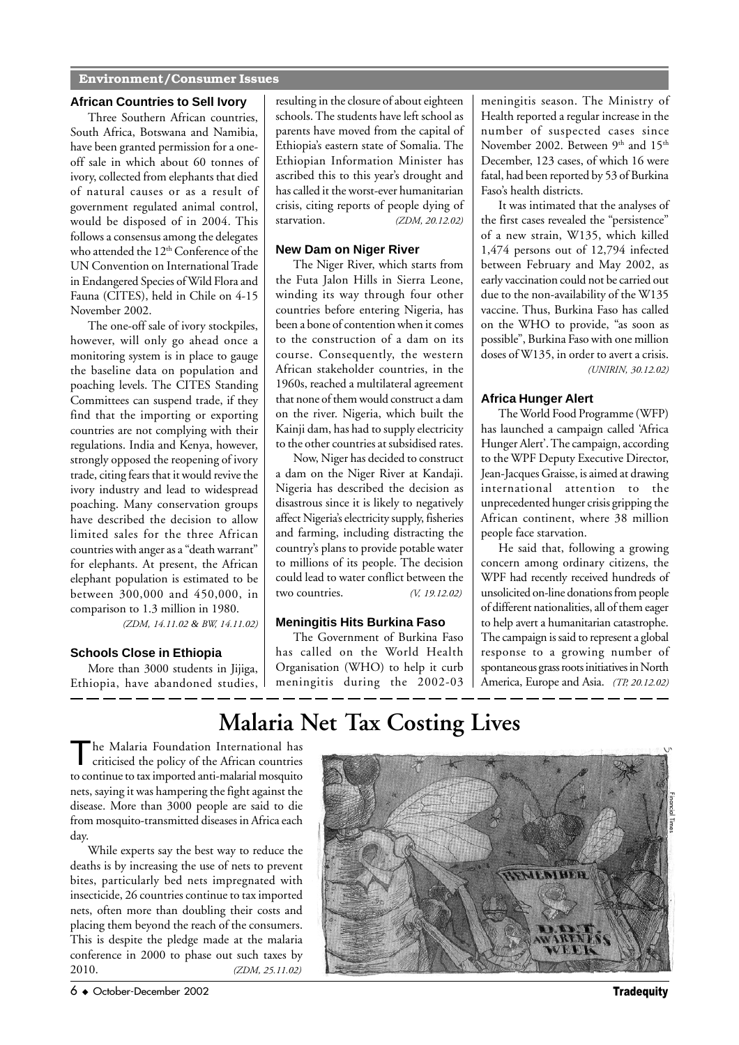## Environment/Consumer Issues

### African Countries to Sell Ivory

Three Southern African countries, South Africa, Botswana and Namibia, have been granted permission for a one-off sale in which about 60 tonnes of ivory, collected from elephants that died of natural causes or as a result of government regulated animal control, would be disposed of in 2004. This follows a consensus among the delegates who attended the 12th Conference of the UN Convention on International Trade in Endangered Species of Wild Flora and Fauna (CITES), held in Chile on 4-15 November 2002.

The one-off sale of ivory stockpiles, however, will only go ahead once a monitoring system is in place to gauge the baseline data on population and poaching levels. The CITES Standing Committees can suspend trade, if they find that the importing or exporting countries are not complying with their regulations. India and Kenya, however, strongly opposed the reopening of ivory trade, citing fears that it would revive the ivory industry and lead to widespread poaching. Many conservation groups have described the decision to allow limited sales for the three African countries with anger as a "death warrant" for elephants. At present, the African elephant population is estimated to be between 300,000 and 450,000, in comparison to 1.3 million in 1980.

*(ZDM, 14.11.02 & BW, 14.11.02)*

### Schools Close in Ethiopia

More than 3000 students in Jijiga, Ethiopia, have abandoned studies, resulting in the closure of about eighteen schools. The students have left school as parents have moved from the capital of Ethiopia's eastern state of Somalia. The Ethiopian Information Minister has ascribed this to this year's drought and has called it the worst-ever humanitarian crisis, citing reports of people dying of starvation.

*(ZDM, 20.12.02)*

### New Dam on Niger River

The Niger River, which starts from the Futa Jalon Hills in Sierra Leone, winding its way through four other countries before entering Nigeria, has been a bone of contention when it comes to the construction of a dam on its course. Consequently, the western African stakeholder countries, in the 1960s, reached a multilateral agreement that none of them would construct a dam on the river. Nigeria, which built the Kainji dam, has had to supply electricity to the other countries at subsidised rates.

Now, Niger has decided to construct a dam on the Niger River at Kandaji. Nigeria has described the decision as disastrous since it is likely to negatively affect Nigeria's electricity supply, fisheries and farming, including distracting the country's plans to provide potable water to millions of its people. The decision could lead to water conflict between the two countries.

*(V, 19.12.02)*

### Meningitis Hits Burkina Faso

The Government of Burkina Faso has called on the World Health Organisation (WHO) to help it curb meningitis during the 2002-03 meningitis season. The Ministry of Health reported a regular increase in the number of suspected cases since November 2002. Between 9th and 15th December, 123 cases, of which 16 were fatal, had been reported by 53 of Burkina Faso's health districts.

It was intimated that the analyses of the first cases revealed the "persistence" of a new strain, W135, which killed 1,474 persons out of 12,794 infected between February and May 2002, as early vaccination could not be carried out due to the non-availability of the W135 vaccine. Thus, Burkina Faso has called on the WHO to provide, "as soon as possible", Burkina Faso with one million doses of W135, in order to avert a crisis.

*(UNIRIN, 30.12.02)*

### Africa Hunger Alert

The World Food Programme (WFP) has launched a campaign called 'Africa Hunger Alert'. The campaign, according to the WPF Deputy Executive Director, Jean-Jacques Graisse, is aimed at drawing international attention to the unprecedented hunger crisis gripping the African continent, where 38 million people face starvation.

He said that, following a growing concern among ordinary citizens, the WPF had recently received hundreds of unsolicited on-line donations from people of different nationalities, all of them eager to help avert a humanitarian catastrophe. The campaign is said to represent a global response to a growing number of spontaneous grass roots initiatives in North America, Europe and Asia.

*(TP, 20.12.02)*

# Malaria Net Tax Costing Lives

The Malaria Foundation International has criticised the policy of the African countries to continue to tax imported anti-malarial mosquito nets, saying it was hampering the fight against the disease. More than 3000 people are said to die from mosquito-transmitted diseases in Africa each day.

While experts say the best way to reduce the deaths is by increasing the use of nets to prevent bites, particularly bed nets impregnated with insecticide, 26 countries continue to tax imported nets, often more than doubling their costs and placing them beyond the reach of the consumers. This is despite the pledge made at the malaria conference in 2000 to phase out such taxes by 2010.

*(ZDM, 25.11.02)*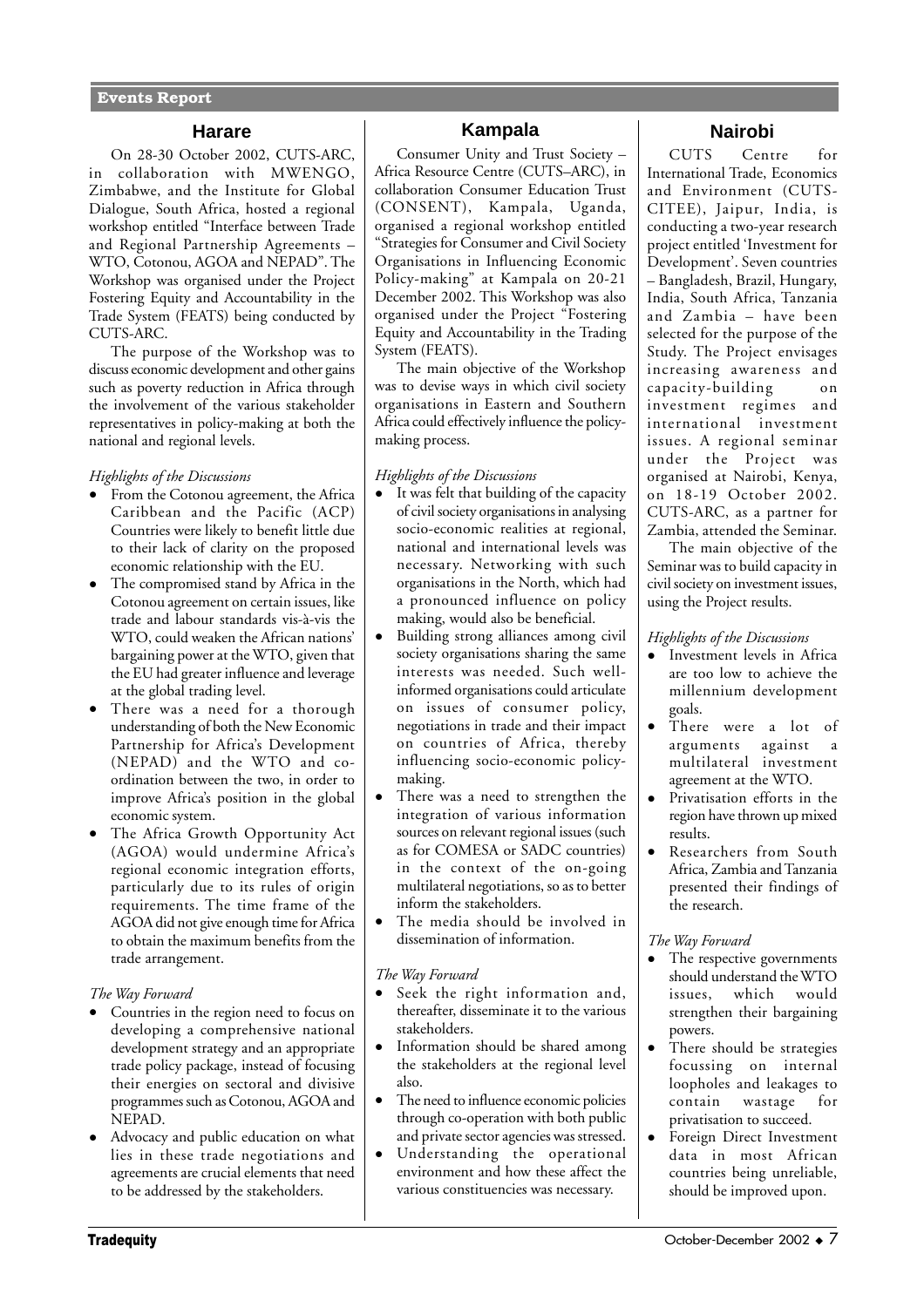## Events Report

### Harare

On 28-30 October 2002, CUTS-ARC, in collaboration with MWENGO, Zimbabwe, and the Institute for Global Dialogue, South Africa, hosted a regional workshop entitled "Interface between Trade and Regional Partnership Agreements – WTO, Cotonou, AGOA and NEPAD". The Workshop was organised under the Project Fostering Equity and Accountability in the Trade System (FEATS) being conducted by CUTS-ARC.

The purpose of the Workshop was to discuss economic development and other gains such as poverty reduction in Africa through the involvement of the various stakeholder representatives in policy-making at both the national and regional levels.

*Highlights of the Discussions*

- From the Cotonou agreement, the Africa Caribbean and the Pacific (ACP) Countries were likely to benefit little due to their lack of clarity on the proposed economic relationship with the EU.
- The compromised stand by Africa in the Cotonou agreement on certain issues, like trade and labour standards vis-à-vis the WTO, could weaken the African nations' bargaining power at the WTO, given that the EU had greater influence and leverage at the global trading level.
- There was a need for a thorough understanding of both the New Economic Partnership for Africa's Development (NEPAD) and the WTO and co-ordination between the two, in order to improve Africa's position in the global economic system.
- The Africa Growth Opportunity Act (AGOA) would undermine Africa's regional economic integration efforts, particularly due to its rules of origin requirements. The time frame of the AGOA did not give enough time for Africa to obtain the maximum benefits from the trade arrangement.

*The Way Forward*

- Countries in the region need to focus on developing a comprehensive national development strategy and an appropriate trade policy package, instead of focusing their energies on sectoral and divisive programmes such as Cotonou, AGOA and NEPAD.
- Advocacy and public education on what lies in these trade negotiations and agreements are crucial elements that need to be addressed by the stakeholders.

### Kampala

Consumer Unity and Trust Society – Africa Resource Centre (CUTS–ARC), in collaboration Consumer Education Trust (CONSENT), Kampala, Uganda, organised a regional workshop entitled "Strategies for Consumer and Civil Society Organisations in Influencing Economic Policy-making" at Kampala on 20-21 December 2002. This Workshop was also organised under the Project "Fostering Equity and Accountability in the Trading System (FEATS).

The main objective of the Workshop was to devise ways in which civil society organisations in Eastern and Southern Africa could effectively influence the policy-making process.

*Highlights of the Discussions*

- It was felt that building of the capacity of civil society organisations in analysing socio-economic realities at regional, national and international levels was necessary. Networking with such organisations in the North, which had a pronounced influence on policy making, would also be beneficial.
- Building strong alliances among civil society organisations sharing the same interests was needed. Such well-informed organisations could articulate on issues of consumer policy, negotiations in trade and their impact on countries of Africa, thereby influencing socio-economic policy-making.
- There was a need to strengthen the integration of various information sources on relevant regional issues (such as for COMESA or SADC countries) in the context of the on-going multilateral negotiations, so as to better inform the stakeholders.
- The media should be involved in dissemination of information.

*The Way Forward*

- Seek the right information and, thereafter, disseminate it to the various stakeholders.
- Information should be shared among the stakeholders at the regional level also.
- The need to influence economic policies through co-operation with both public and private sector agencies was stressed.
- Understanding the operational environment and how these affect the various constituencies was necessary.

### Nairobi

CUTS Centre for International Trade, Economics and Environment (CUTS-CITEE), Jaipur, India, is conducting a two-year research project entitled 'Investment for Development'. Seven countries – Bangladesh, Brazil, Hungary, India, South Africa, Tanzania and Zambia – have been selected for the purpose of the Study. The Project envisages increasing awareness and capacity-building on investment regimes and international investment issues. A regional seminar under the Project was organised at Nairobi, Kenya, on 18-19 October 2002. CUTS-ARC, as a partner for Zambia, attended the Seminar.

The main objective of the Seminar was to build capacity in civil society on investment issues, using the Project results.

*Highlights of the Discussions*

- Investment levels in Africa are too low to achieve the millennium development goals.
- There were a lot of arguments against a multilateral investment agreement at the WTO.
- Privatisation efforts in the region have thrown up mixed results.
- Researchers from South Africa, Zambia and Tanzania presented their findings of the research.

*The Way Forward*

- The respective governments should understand the WTO issues, which would strengthen their bargaining powers.
- There should be strategies focussing on internal loopholes and leakages to contain wastage for privatisation to succeed.
- Foreign Direct Investment data in most African countries being unreliable, should be improved upon.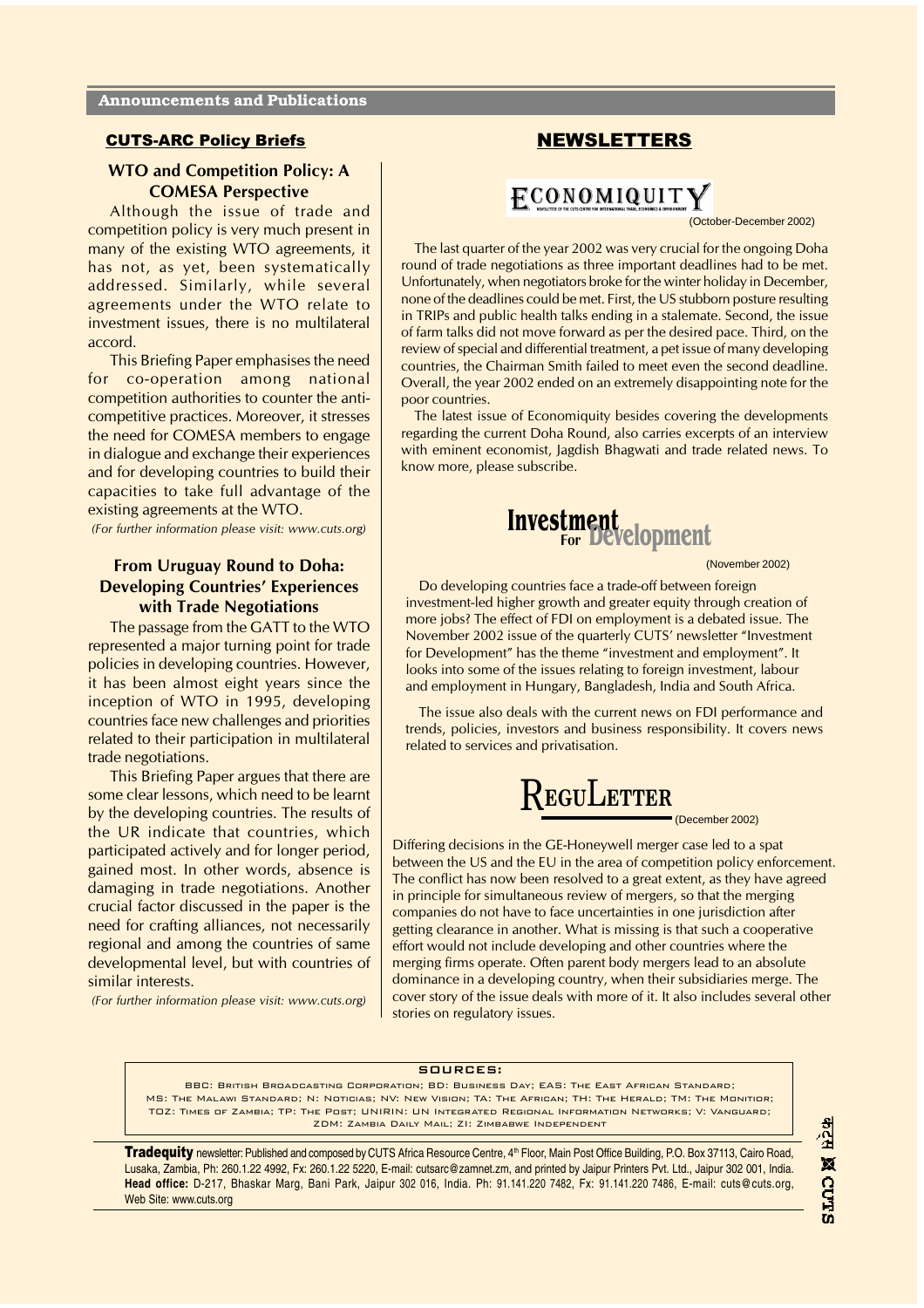## Announcements and Publications

### CUTS-ARC Policy Briefs

#### WTO and Competition Policy: A COMESA Perspective

Although the issue of trade and competition policy is very much present in many of the existing WTO agreements, it has not, as yet, been systematically addressed. Similarly, while several agreements under the WTO relate to investment issues, there is no multilateral accord.

This Briefing Paper emphasises the need for co-operation among national competition authorities to counter the anti-competitive practices. Moreover, it stresses the need for COMESA members to engage in dialogue and exchange their experiences and for developing countries to build their capacities to take full advantage of the existing agreements at the WTO.

*(For further information please visit: www.cuts.org)*

#### From Uruguay Round to Doha: Developing Countries' Experiences with Trade Negotiations

The passage from the GATT to the WTO represented a major turning point for trade policies in developing countries. However, it has been almost eight years since the inception of WTO in 1995, developing countries face new challenges and priorities related to their participation in multilateral trade negotiations.

This Briefing Paper argues that there are some clear lessons, which need to be learnt by the developing countries. The results of the UR indicate that countries, which participated actively and for longer period, gained most. In other words, absence is damaging in trade negotiations. Another crucial factor discussed in the paper is the need for crafting alliances, not necessarily regional and among the countries of same developmental level, but with countries of similar interests.

*(For further information please visit: www.cuts.org)*

### NEWSLETTERS

#### ECONOMIQUITY

NEWSLETTER OF THE CUTS CENTRE FOR INTERNATIONAL TRADE, ECONOMICS & ENVIRONMENT

(October-December 2002)

The last quarter of the year 2002 was very crucial for the ongoing Doha round of trade negotiations as three important deadlines had to be met. Unfortunately, when negotiators broke for the winter holiday in December, none of the deadlines could be met. First, the US stubborn posture resulting in TRIPs and public health talks ending in a stalemate. Second, the issue of farm talks did not move forward as per the desired pace. Third, on the review of special and differential treatment, a pet issue of many developing countries, the Chairman Smith failed to meet even the second deadline. Overall, the year 2002 ended on an extremely disappointing note for the poor countries.

The latest issue of Economiquity besides covering the developments regarding the current Doha Round, also carries excerpts of an interview with eminent economist, Jagdish Bhagwati and trade related news. To know more, please subscribe.

#### Investment For Development

(November 2002)

Do developing countries face a trade-off between foreign investment-led higher growth and greater equity through creation of more jobs? The effect of FDI on employment is a debated issue. The November 2002 issue of the quarterly CUTS' newsletter "Investment for Development" has the theme "investment and employment". It looks into some of the issues relating to foreign investment, labour and employment in Hungary, Bangladesh, India and South Africa.

The issue also deals with the current news on FDI performance and trends, policies, investors and business responsibility. It covers news related to services and privatisation.

#### REGULETTER

(December 2002)

Differing decisions in the GE-Honeywell merger case led to a spat between the US and the EU in the area of competition policy enforcement. The conflict has now been resolved to a great extent, as they have agreed in principle for simultaneous review of mergers, so that the merging companies do not have to face uncertainties in one jurisdiction after getting clearance in another. What is missing is that such a cooperative effort would not include developing and other countries where the merging firms operate. Often parent body mergers lead to an absolute dominance in a developing country, when their subsidiaries merge. The cover story of the issue deals with more of it. It also includes several other stories on regulatory issues.

**SOURCES:**

BBC: British Broadcasting Corporation; BD: Business Day; EAS: The East African Standard; MS: The Malawi Standard; N: Noticias; NV: New Vision; TA: The African; TH: The Herald; TM: The Monitor; TOZ: Times of Zambia; TP: The Post; UNIRIN: UN Integrated Regional Information Networks; V: Vanguard; ZDM: Zambia Daily Mail; ZI: Zimbabwe Independent

**Tradequity** newsletter: Published and composed by CUTS Africa Resource Centre, 4th Floor, Main Post Office Building, P.O. Box 37113, Cairo Road, Lusaka, Zambia, Ph: 260.1.22 4992, Fx: 260.1.22 5220, E-mail: cutsarc@zamnet.zm, and printed by Jaipur Printers Pvt. Ltd., Jaipur 302 001, India. **Head office:** D-217, Bhaskar Marg, Bani Park, Jaipur 302 016, India. Ph: 91.141.220 7482, Fx: 91.141.220 7486, E-mail: cuts@cuts.org, Web Site: www.cuts.org